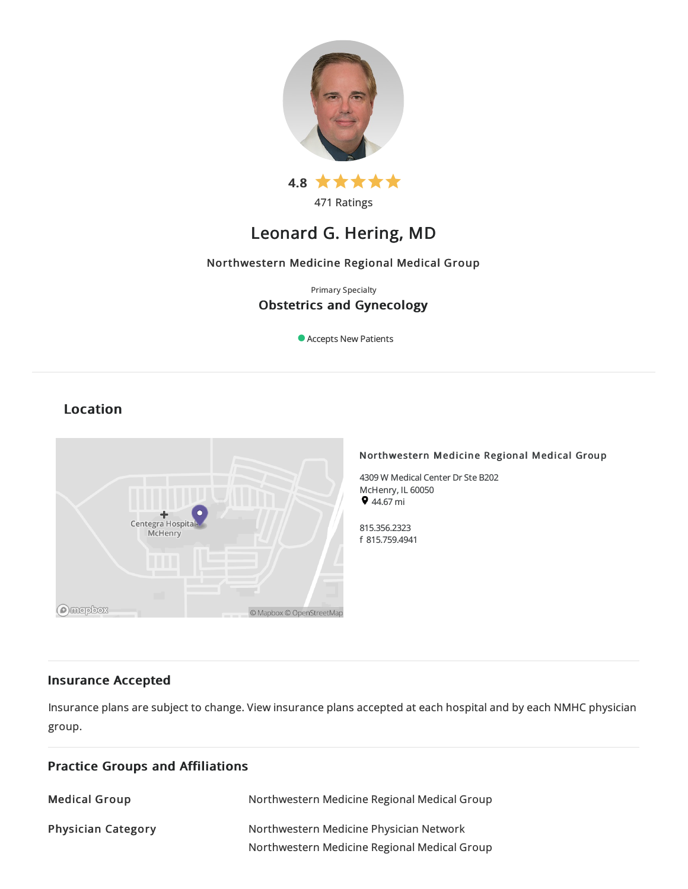4.8

471 Ratings

# Leonard G. Hering, MD

Northwestern Medicine Regional Medical Group

Primary Specialty

**Obstetrics and Gynecology**

Accepts New Patients

## Location

**Northwestern Medicine Regional Medical Group**

4309 W Medical Center Dr Ste B202
McHenry, IL 60050
44.67 mi

815.356.2323
f 815.759.4941

## Insurance Accepted

Insurance plans are subject to change. View insurance plans accepted at each hospital and by each NMHC physician group.

## Practice Groups and Affiliations

| | |
|---|---|
| **Medical Group** | Northwestern Medicine Regional Medical Group |
| **Physician Category** | Northwestern Medicine Physician Network<br>Northwestern Medicine Regional Medical Group |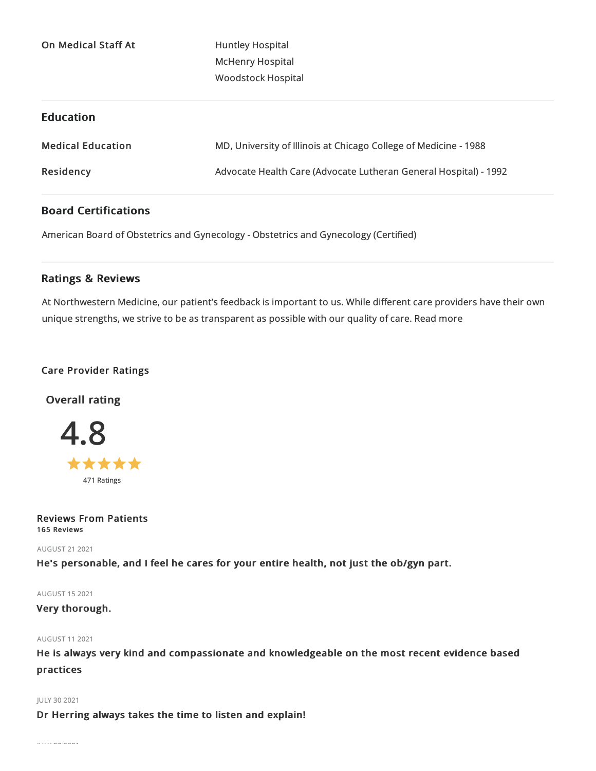| On Medical Staff At | Huntley Hospital |
| --- | --- |
| | McHenry Hospital |
| | Woodstock Hospital |

## Education

| Medical Education | MD, University of Illinois at Chicago College of Medicine - 1988 |
| --- | --- |
| Residency | Advocate Health Care (Advocate Lutheran General Hospital) - 1992 |

## Board Certifications

American Board of Obstetrics and Gynecology - Obstetrics and Gynecology (Certified)

## Ratings & Reviews

At Northwestern Medicine, our patient's feedback is important to us. While different care providers have their own unique strengths, we strive to be as transparent as possible with our quality of care. Read more

### Care Provider Ratings

**Overall rating**

4.8

★★★★★

471 Ratings

### Reviews From Patients

**165 Reviews**

AUGUST 21 2021

**He's personable, and I feel he cares for your entire health, not just the ob/gyn part.**

AUGUST 15 2021

**Very thorough.**

AUGUST 11 2021

**He is always very kind and compassionate and knowledgeable on the most recent evidence based practices**

JULY 30 2021

**Dr Herring always takes the time to listen and explain!**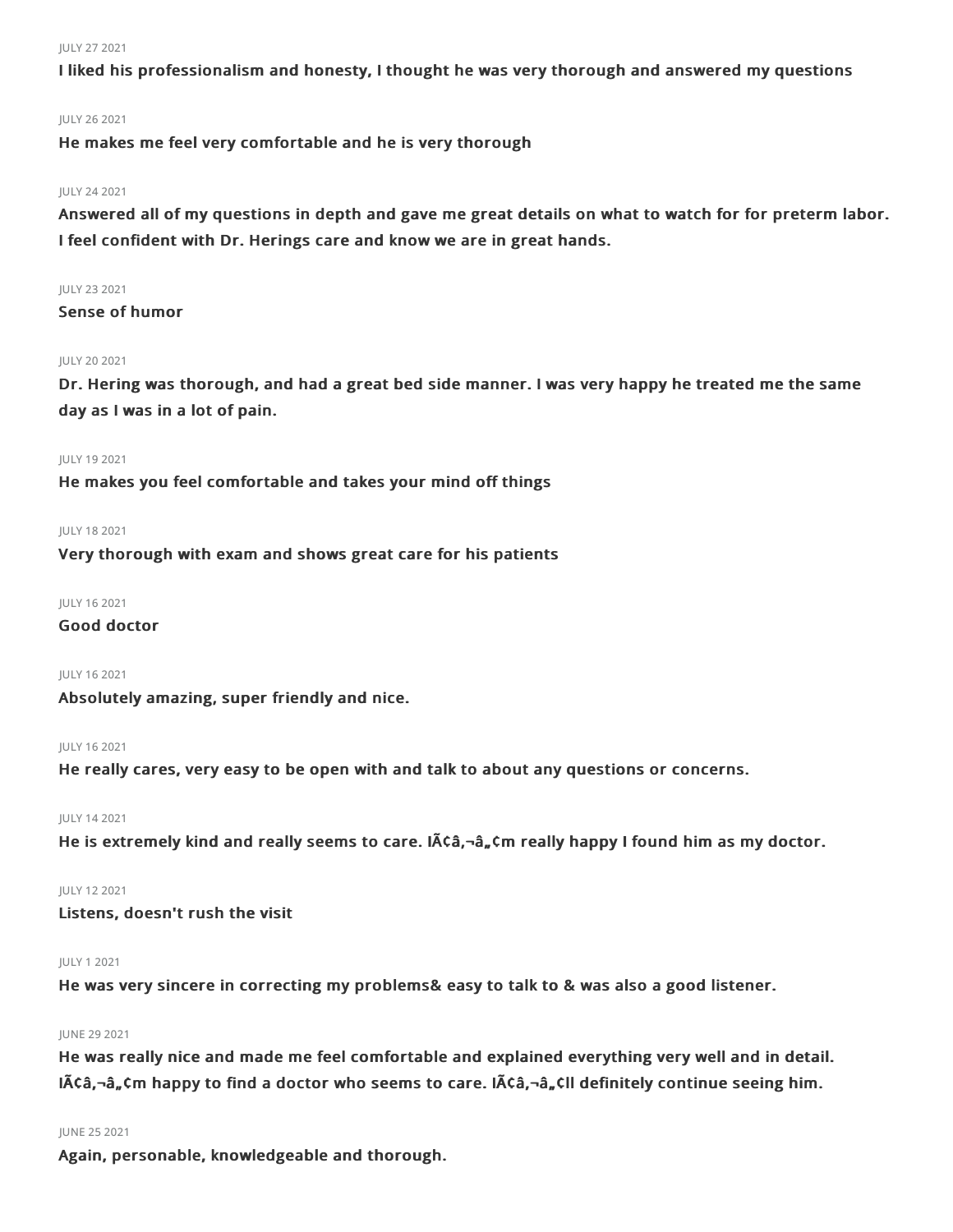JULY 27 2021

**I liked his professionalism and honesty, I thought he was very thorough and answered my questions**

JULY 26 2021

**He makes me feel very comfortable and he is very thorough**

JULY 24 2021

**Answered all of my questions in depth and gave me great details on what to watch for for preterm labor. I feel confident with Dr. Herings care and know we are in great hands.**

JULY 23 2021

**Sense of humor**

JULY 20 2021

**Dr. Hering was thorough, and had a great bed side manner. I was very happy he treated me the same day as I was in a lot of pain.**

JULY 19 2021

**He makes you feel comfortable and takes your mind off things**

JULY 18 2021

**Very thorough with exam and shows great care for his patients**

JULY 16 2021

**Good doctor**

JULY 16 2021

**Absolutely amazing, super friendly and nice.**

JULY 16 2021

**He really cares, very easy to be open with and talk to about any questions or concerns.**

JULY 14 2021

**He is extremely kind and really seems to care. IÃ¢â‚¬â„¢m really happy I found him as my doctor.**

JULY 12 2021

**Listens, doesn't rush the visit**

JULY 1 2021

**He was very sincere in correcting my problems& easy to talk to & was also a good listener.**

JUNE 29 2021

**He was really nice and made me feel comfortable and explained everything very well and in detail. IÃ¢â‚¬â„¢m happy to find a doctor who seems to care. IÃ¢â‚¬â„¢ll definitely continue seeing him.**

JUNE 25 2021

**Again, personable, knowledgeable and thorough.**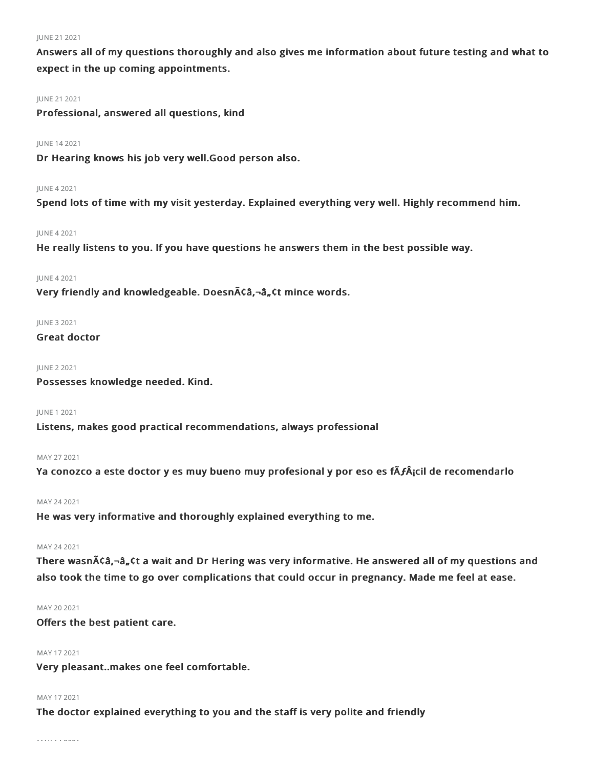JUNE 21 2021

**Answers all of my questions thoroughly and also gives me information about future testing and what to expect in the up coming appointments.**

JUNE 21 2021

**Professional, answered all questions, kind**

JUNE 14 2021

**Dr Hearing knows his job very well.Good person also.**

JUNE 4 2021

**Spend lots of time with my visit yesterday. Explained everything very well. Highly recommend him.**

JUNE 4 2021

**He really listens to you. If you have questions he answers them in the best possible way.**

JUNE 4 2021

**Very friendly and knowledgeable. DoesnÃ¢â‚¬â„¢t mince words.**

JUNE 3 2021

**Great doctor**

JUNE 2 2021

**Possesses knowledge needed. Kind.**

JUNE 1 2021

**Listens, makes good practical recommendations, always professional**

MAY 27 2021

**Ya conozco a este doctor y es muy bueno muy profesional y por eso es fÃƒÂ¡cil de recomendarlo**

MAY 24 2021

**He was very informative and thoroughly explained everything to me.**

MAY 24 2021

**There wasnÃ¢â‚¬â„¢t a wait and Dr Hering was very informative. He answered all of my questions and also took the time to go over complications that could occur in pregnancy. Made me feel at ease.**

MAY 20 2021

**Offers the best patient care.**

MAY 17 2021

**Very pleasant..makes one feel comfortable.**

MAY 17 2021

**The doctor explained everything to you and the staff is very polite and friendly**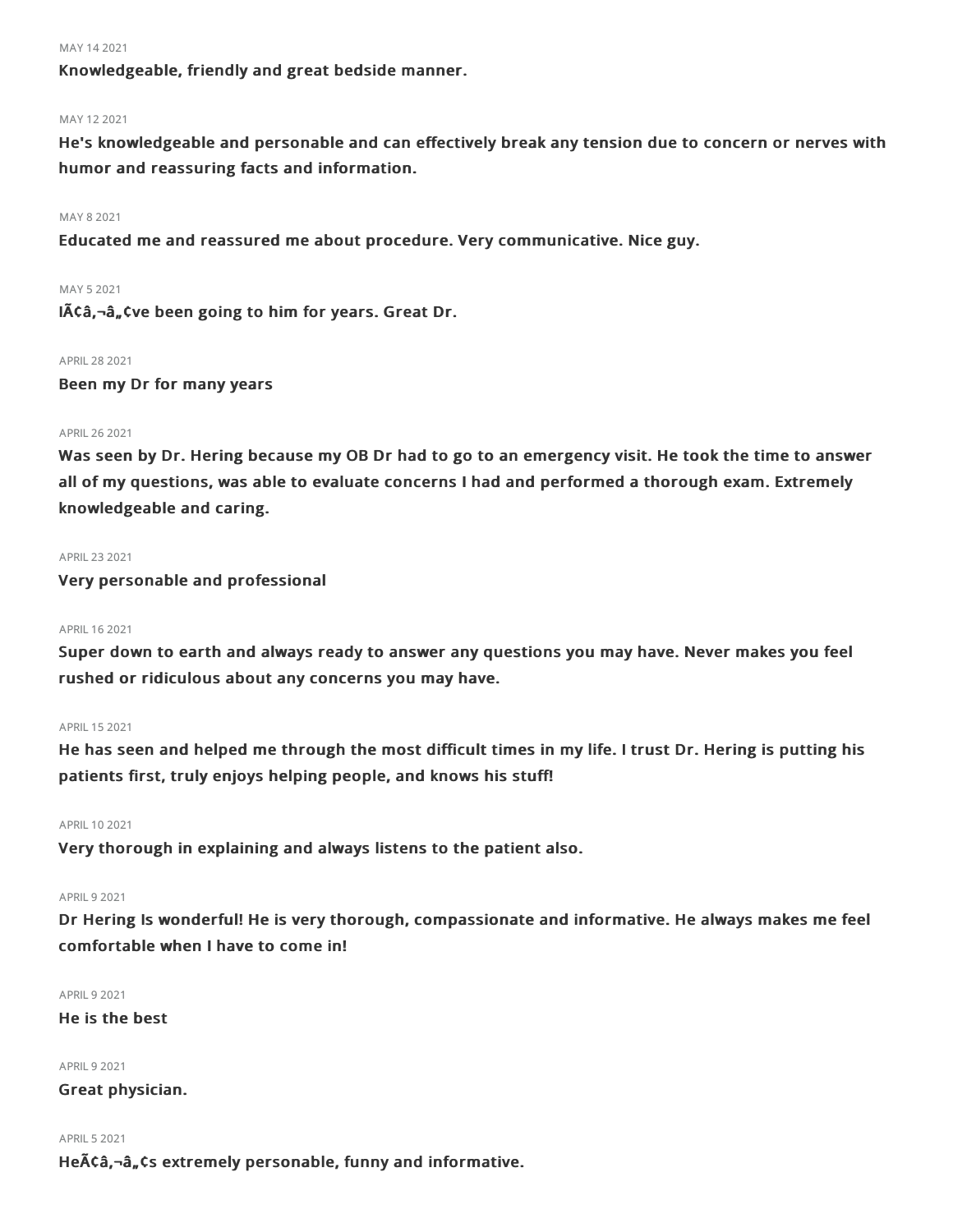MAY 14 2021

**Knowledgeable, friendly and great bedside manner.**

MAY 12 2021

**He's knowledgeable and personable and can effectively break any tension due to concern or nerves with humor and reassuring facts and information.**

MAY 8 2021

**Educated me and reassured me about procedure. Very communicative. Nice guy.**

MAY 5 2021

**IÃ¢â‚¬â„¢ve been going to him for years. Great Dr.**

APRIL 28 2021

**Been my Dr for many years**

APRIL 26 2021

**Was seen by Dr. Hering because my OB Dr had to go to an emergency visit. He took the time to answer all of my questions, was able to evaluate concerns I had and performed a thorough exam. Extremely knowledgeable and caring.**

APRIL 23 2021

**Very personable and professional**

APRIL 16 2021

**Super down to earth and always ready to answer any questions you may have. Never makes you feel rushed or ridiculous about any concerns you may have.**

APRIL 15 2021

**He has seen and helped me through the most difficult times in my life. I trust Dr. Hering is putting his patients first, truly enjoys helping people, and knows his stuff!**

APRIL 10 2021

**Very thorough in explaining and always listens to the patient also.**

APRIL 9 2021

**Dr Hering Is wonderful! He is very thorough, compassionate and informative. He always makes me feel comfortable when I have to come in!**

APRIL 9 2021

**He is the best**

APRIL 9 2021

**Great physician.**

APRIL 5 2021

**HeÃ¢â‚¬â„¢s extremely personable, funny and informative.**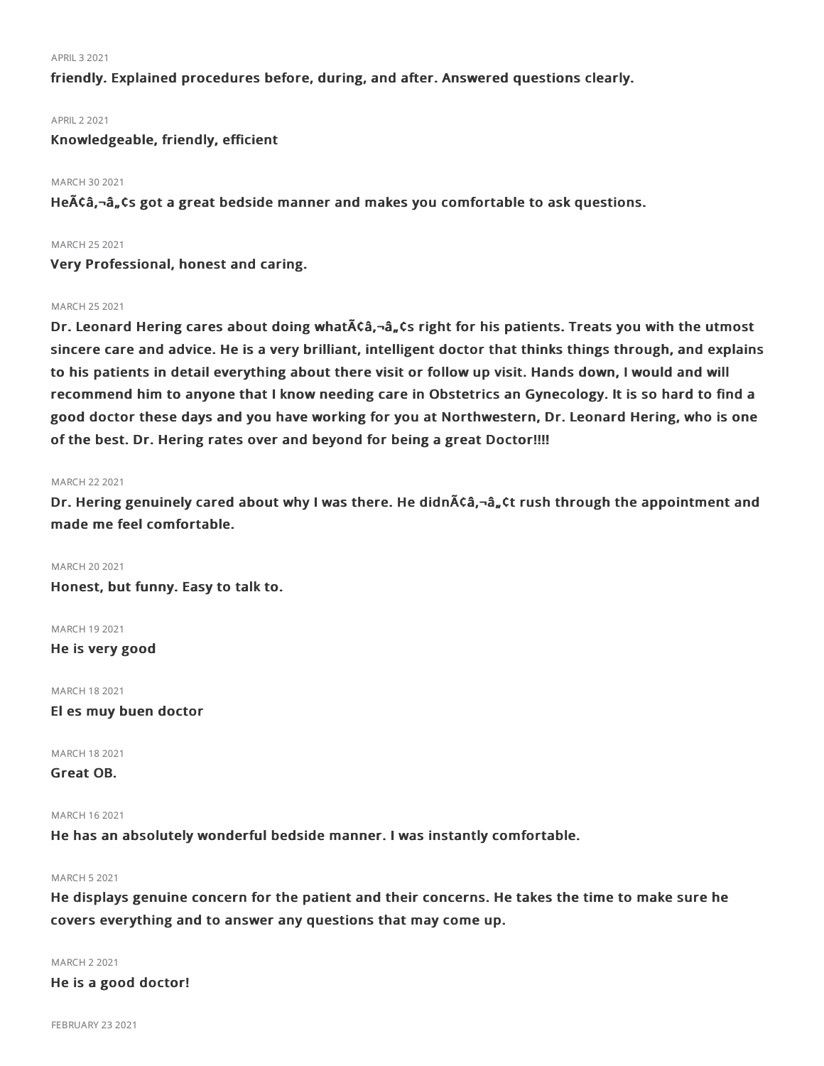APRIL 3 2021

**friendly. Explained procedures before, during, and after. Answered questions clearly.**

APRIL 2 2021

**Knowledgeable, friendly, efficient**

MARCH 30 2021

**HeÃ¢â‚¬â„¢s got a great bedside manner and makes you comfortable to ask questions.**

MARCH 25 2021

**Very Professional, honest and caring.**

MARCH 25 2021

**Dr. Leonard Hering cares about doing whatÃ¢â‚¬â„¢s right for his patients. Treats you with the utmost sincere care and advice. He is a very brilliant, intelligent doctor that thinks things through, and explains to his patients in detail everything about there visit or follow up visit. Hands down, I would and will recommend him to anyone that I know needing care in Obstetrics an Gynecology. It is so hard to find a good doctor these days and you have working for you at Northwestern, Dr. Leonard Hering, who is one of the best. Dr. Hering rates over and beyond for being a great Doctor!!!!**

MARCH 22 2021

**Dr. Hering genuinely cared about why I was there. He didnÃ¢â‚¬â„¢t rush through the appointment and made me feel comfortable.**

MARCH 20 2021

**Honest, but funny. Easy to talk to.**

MARCH 19 2021

**He is very good**

MARCH 18 2021

**El es muy buen doctor**

MARCH 18 2021

**Great OB.**

MARCH 16 2021

**He has an absolutely wonderful bedside manner. I was instantly comfortable.**

MARCH 5 2021

**He displays genuine concern for the patient and their concerns. He takes the time to make sure he covers everything and to answer any questions that may come up.**

MARCH 2 2021

**He is a good doctor!**

FEBRUARY 23 2021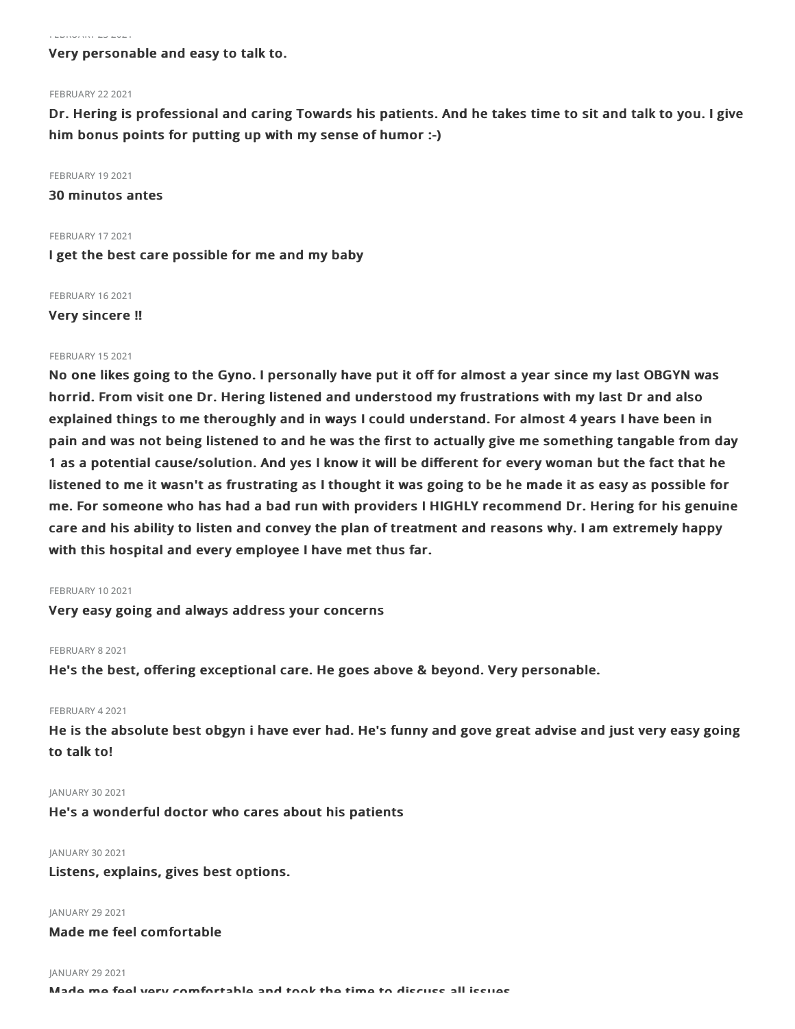Very personable and easy to talk to.

FEBRUARY 22 2021

**Dr. Hering is professional and caring Towards his patients. And he takes time to sit and talk to you. I give him bonus points for putting up with my sense of humor :-)**

FEBRUARY 19 2021

**30 minutos antes**

FEBRUARY 17 2021

**I get the best care possible for me and my baby**

FEBRUARY 16 2021

**Very sincere !!**

FEBRUARY 15 2021

**No one likes going to the Gyno. I personally have put it off for almost a year since my last OBGYN was horrid. From visit one Dr. Hering listened and understood my frustrations with my last Dr and also explained things to me theroughly and in ways I could understand. For almost 4 years I have been in pain and was not being listened to and he was the first to actually give me something tangable from day 1 as a potential cause/solution. And yes I know it will be different for every woman but the fact that he listened to me it wasn't as frustrating as I thought it was going to be he made it as easy as possible for me. For someone who has had a bad run with providers I HIGHLY recommend Dr. Hering for his genuine care and his ability to listen and convey the plan of treatment and reasons why. I am extremely happy with this hospital and every employee I have met thus far.**

FEBRUARY 10 2021

**Very easy going and always address your concerns**

FEBRUARY 8 2021

**He's the best, offering exceptional care. He goes above & beyond. Very personable.**

FEBRUARY 4 2021

**He is the absolute best obgyn i have ever had. He's funny and gove great advise and just very easy going to talk to!**

JANUARY 30 2021

**He's a wonderful doctor who cares about his patients**

JANUARY 30 2021

**Listens, explains, gives best options.**

JANUARY 29 2021

**Made me feel comfortable**

JANUARY 29 2021

**Made me feel very comfortable and took the time to discuss all issues**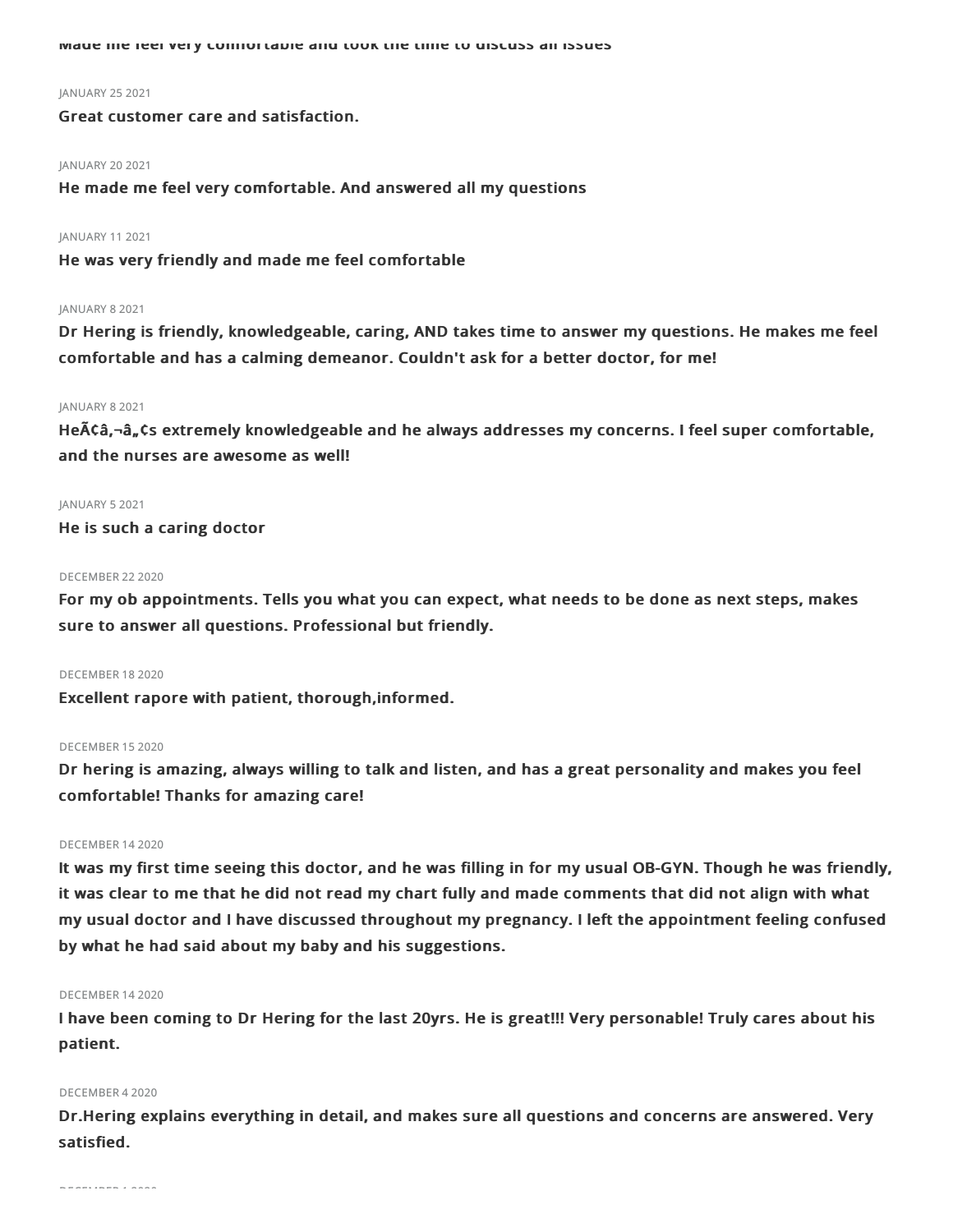**Made me feel very comfortable and took the time to discuss all issues**

JANUARY 25 2021

**Great customer care and satisfaction.**

JANUARY 20 2021

**He made me feel very comfortable. And answered all my questions**

JANUARY 11 2021

**He was very friendly and made me feel comfortable**

JANUARY 8 2021

**Dr Hering is friendly, knowledgeable, caring, AND takes time to answer my questions. He makes me feel comfortable and has a calming demeanor. Couldn't ask for a better doctor, for me!**

JANUARY 8 2021

**HeÃ¢â‚¬â„¢s extremely knowledgeable and he always addresses my concerns. I feel super comfortable, and the nurses are awesome as well!**

JANUARY 5 2021

**He is such a caring doctor**

DECEMBER 22 2020

**For my ob appointments. Tells you what you can expect, what needs to be done as next steps, makes sure to answer all questions. Professional but friendly.**

DECEMBER 18 2020

**Excellent rapore with patient, thorough,informed.**

DECEMBER 15 2020

**Dr hering is amazing, always willing to talk and listen, and has a great personality and makes you feel comfortable! Thanks for amazing care!**

DECEMBER 14 2020

**It was my first time seeing this doctor, and he was filling in for my usual OB-GYN. Though he was friendly, it was clear to me that he did not read my chart fully and made comments that did not align with what my usual doctor and I have discussed throughout my pregnancy. I left the appointment feeling confused by what he had said about my baby and his suggestions.**

DECEMBER 14 2020

**I have been coming to Dr Hering for the last 20yrs. He is great!!! Very personable! Truly cares about his patient.**

DECEMBER 4 2020

**Dr.Hering explains everything in detail, and makes sure all questions and concerns are answered. Very satisfied.**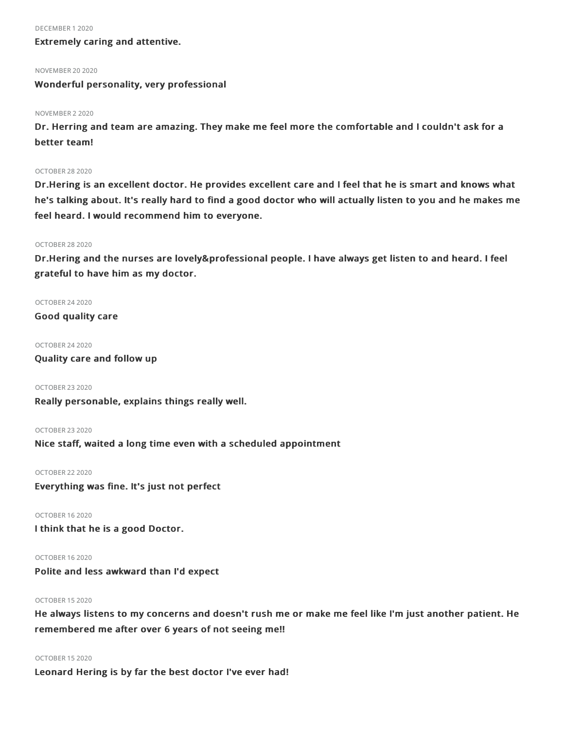DECEMBER 1 2020

**Extremely caring and attentive.**

NOVEMBER 20 2020

**Wonderful personality, very professional**

NOVEMBER 2 2020

**Dr. Herring and team are amazing. They make me feel more the comfortable and I couldn't ask for a better team!**

OCTOBER 28 2020

**Dr.Hering is an excellent doctor. He provides excellent care and I feel that he is smart and knows what he's talking about. It's really hard to find a good doctor who will actually listen to you and he makes me feel heard. I would recommend him to everyone.**

OCTOBER 28 2020

**Dr.Hering and the nurses are lovely&professional people. I have always get listen to and heard. I feel grateful to have him as my doctor.**

OCTOBER 24 2020

**Good quality care**

OCTOBER 24 2020

**Quality care and follow up**

OCTOBER 23 2020

**Really personable, explains things really well.**

OCTOBER 23 2020

**Nice staff, waited a long time even with a scheduled appointment**

OCTOBER 22 2020

**Everything was fine. It's just not perfect**

OCTOBER 16 2020

**I think that he is a good Doctor.**

OCTOBER 16 2020

**Polite and less awkward than I'd expect**

OCTOBER 15 2020

**He always listens to my concerns and doesn't rush me or make me feel like I'm just another patient. He remembered me after over 6 years of not seeing me!!**

OCTOBER 15 2020

**Leonard Hering is by far the best doctor I've ever had!**